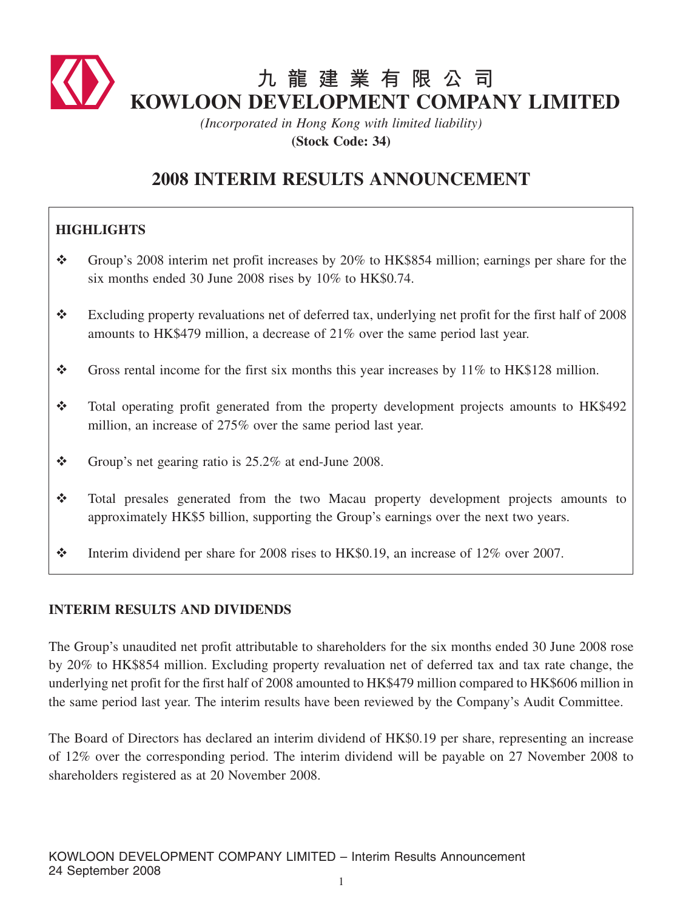# 九龍建業有限公司
# KOWLOON DEVELOPMENT COMPANY LIMITED

*(Incorporated in Hong Kong with limited liability)*

**(Stock Code: 34)**

## 2008 INTERIM RESULTS ANNOUNCEMENT

### HIGHLIGHTS

- Group's 2008 interim net profit increases by 20% to HK$854 million; earnings per share for the six months ended 30 June 2008 rises by 10% to HK$0.74.
- Excluding property revaluations net of deferred tax, underlying net profit for the first half of 2008 amounts to HK$479 million, a decrease of 21% over the same period last year.
- Gross rental income for the first six months this year increases by 11% to HK$128 million.
- Total operating profit generated from the property development projects amounts to HK$492 million, an increase of 275% over the same period last year.
- Group's net gearing ratio is 25.2% at end-June 2008.
- Total presales generated from the two Macau property development projects amounts to approximately HK$5 billion, supporting the Group's earnings over the next two years.
- Interim dividend per share for 2008 rises to HK$0.19, an increase of 12% over 2007.

### INTERIM RESULTS AND DIVIDENDS

The Group's unaudited net profit attributable to shareholders for the six months ended 30 June 2008 rose by 20% to HK$854 million. Excluding property revaluation net of deferred tax and tax rate change, the underlying net profit for the first half of 2008 amounted to HK$479 million compared to HK$606 million in the same period last year. The interim results have been reviewed by the Company's Audit Committee.

The Board of Directors has declared an interim dividend of HK$0.19 per share, representing an increase of 12% over the corresponding period. The interim dividend will be payable on 27 November 2008 to shareholders registered as at 20 November 2008.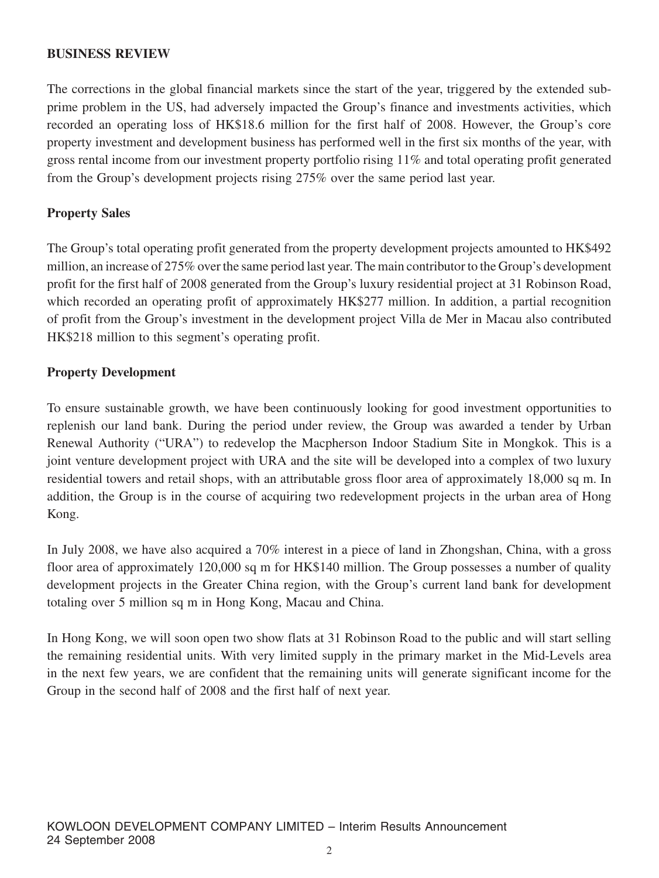## BUSINESS REVIEW

The corrections in the global financial markets since the start of the year, triggered by the extended sub-prime problem in the US, had adversely impacted the Group's finance and investments activities, which recorded an operating loss of HK$18.6 million for the first half of 2008. However, the Group's core property investment and development business has performed well in the first six months of the year, with gross rental income from our investment property portfolio rising 11% and total operating profit generated from the Group's development projects rising 275% over the same period last year.

### Property Sales

The Group's total operating profit generated from the property development projects amounted to HK$492 million, an increase of 275% over the same period last year. The main contributor to the Group's development profit for the first half of 2008 generated from the Group's luxury residential project at 31 Robinson Road, which recorded an operating profit of approximately HK$277 million. In addition, a partial recognition of profit from the Group's investment in the development project Villa de Mer in Macau also contributed HK$218 million to this segment's operating profit.

### Property Development

To ensure sustainable growth, we have been continuously looking for good investment opportunities to replenish our land bank. During the period under review, the Group was awarded a tender by Urban Renewal Authority ("URA") to redevelop the Macpherson Indoor Stadium Site in Mongkok. This is a joint venture development project with URA and the site will be developed into a complex of two luxury residential towers and retail shops, with an attributable gross floor area of approximately 18,000 sq m. In addition, the Group is in the course of acquiring two redevelopment projects in the urban area of Hong Kong.

In July 2008, we have also acquired a 70% interest in a piece of land in Zhongshan, China, with a gross floor area of approximately 120,000 sq m for HK$140 million. The Group possesses a number of quality development projects in the Greater China region, with the Group's current land bank for development totaling over 5 million sq m in Hong Kong, Macau and China.

In Hong Kong, we will soon open two show flats at 31 Robinson Road to the public and will start selling the remaining residential units. With very limited supply in the primary market in the Mid-Levels area in the next few years, we are confident that the remaining units will generate significant income for the Group in the second half of 2008 and the first half of next year.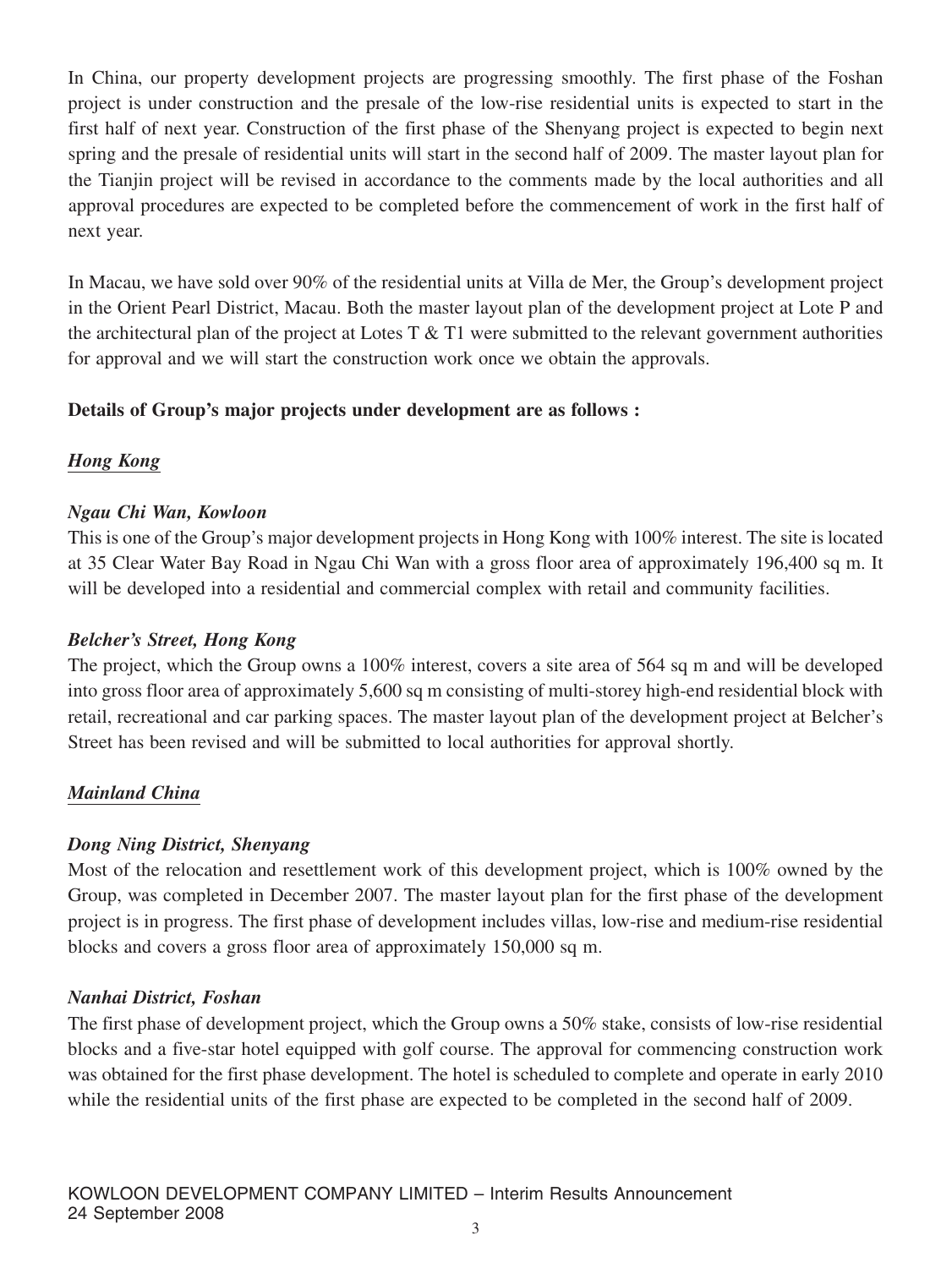In China, our property development projects are progressing smoothly. The first phase of the Foshan project is under construction and the presale of the low-rise residential units is expected to start in the first half of next year. Construction of the first phase of the Shenyang project is expected to begin next spring and the presale of residential units will start in the second half of 2009. The master layout plan for the Tianjin project will be revised in accordance to the comments made by the local authorities and all approval procedures are expected to be completed before the commencement of work in the first half of next year.

In Macau, we have sold over 90% of the residential units at Villa de Mer, the Group's development project in the Orient Pearl District, Macau. Both the master layout plan of the development project at Lote P and the architectural plan of the project at Lotes T & T1 were submitted to the relevant government authorities for approval and we will start the construction work once we obtain the approvals.

**Details of Group's major projects under development are as follows :**

***Hong Kong***

***Ngau Chi Wan, Kowloon***

This is one of the Group's major development projects in Hong Kong with 100% interest. The site is located at 35 Clear Water Bay Road in Ngau Chi Wan with a gross floor area of approximately 196,400 sq m. It will be developed into a residential and commercial complex with retail and community facilities.

***Belcher's Street, Hong Kong***

The project, which the Group owns a 100% interest, covers a site area of 564 sq m and will be developed into gross floor area of approximately 5,600 sq m consisting of multi-storey high-end residential block with retail, recreational and car parking spaces. The master layout plan of the development project at Belcher's Street has been revised and will be submitted to local authorities for approval shortly.

***Mainland China***

***Dong Ning District, Shenyang***

Most of the relocation and resettlement work of this development project, which is 100% owned by the Group, was completed in December 2007. The master layout plan for the first phase of the development project is in progress. The first phase of development includes villas, low-rise and medium-rise residential blocks and covers a gross floor area of approximately 150,000 sq m.

***Nanhai District, Foshan***

The first phase of development project, which the Group owns a 50% stake, consists of low-rise residential blocks and a five-star hotel equipped with golf course. The approval for commencing construction work was obtained for the first phase development. The hotel is scheduled to complete and operate in early 2010 while the residential units of the first phase are expected to be completed in the second half of 2009.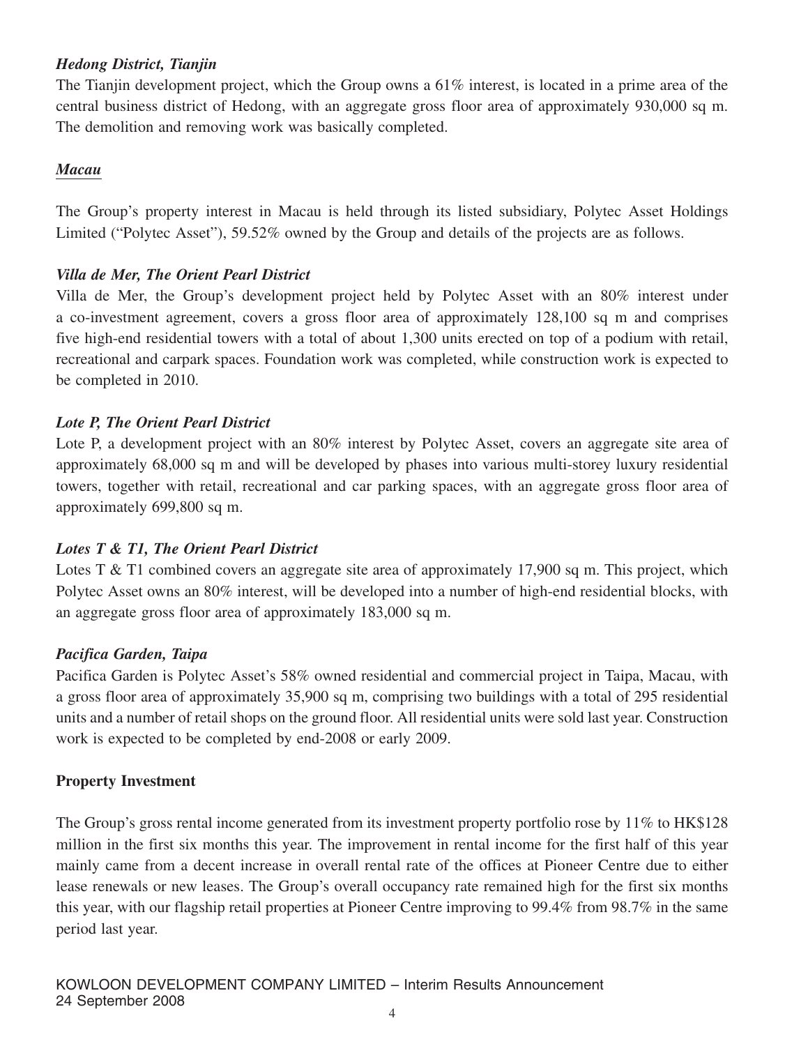*Hedong District, Tianjin*

The Tianjin development project, which the Group owns a 61% interest, is located in a prime area of the central business district of Hedong, with an aggregate gross floor area of approximately 930,000 sq m. The demolition and removing work was basically completed.

***Macau***

The Group's property interest in Macau is held through its listed subsidiary, Polytec Asset Holdings Limited ("Polytec Asset"), 59.52% owned by the Group and details of the projects are as follows.

*Villa de Mer, The Orient Pearl District*

Villa de Mer, the Group's development project held by Polytec Asset with an 80% interest under a co-investment agreement, covers a gross floor area of approximately 128,100 sq m and comprises five high-end residential towers with a total of about 1,300 units erected on top of a podium with retail, recreational and carpark spaces. Foundation work was completed, while construction work is expected to be completed in 2010.

*Lote P, The Orient Pearl District*

Lote P, a development project with an 80% interest by Polytec Asset, covers an aggregate site area of approximately 68,000 sq m and will be developed by phases into various multi-storey luxury residential towers, together with retail, recreational and car parking spaces, with an aggregate gross floor area of approximately 699,800 sq m.

*Lotes T & T1, The Orient Pearl District*

Lotes T & T1 combined covers an aggregate site area of approximately 17,900 sq m. This project, which Polytec Asset owns an 80% interest, will be developed into a number of high-end residential blocks, with an aggregate gross floor area of approximately 183,000 sq m.

*Pacifica Garden, Taipa*

Pacifica Garden is Polytec Asset's 58% owned residential and commercial project in Taipa, Macau, with a gross floor area of approximately 35,900 sq m, comprising two buildings with a total of 295 residential units and a number of retail shops on the ground floor. All residential units were sold last year. Construction work is expected to be completed by end-2008 or early 2009.

**Property Investment**

The Group's gross rental income generated from its investment property portfolio rose by 11% to HK$128 million in the first six months this year. The improvement in rental income for the first half of this year mainly came from a decent increase in overall rental rate of the offices at Pioneer Centre due to either lease renewals or new leases. The Group's overall occupancy rate remained high for the first six months this year, with our flagship retail properties at Pioneer Centre improving to 99.4% from 98.7% in the same period last year.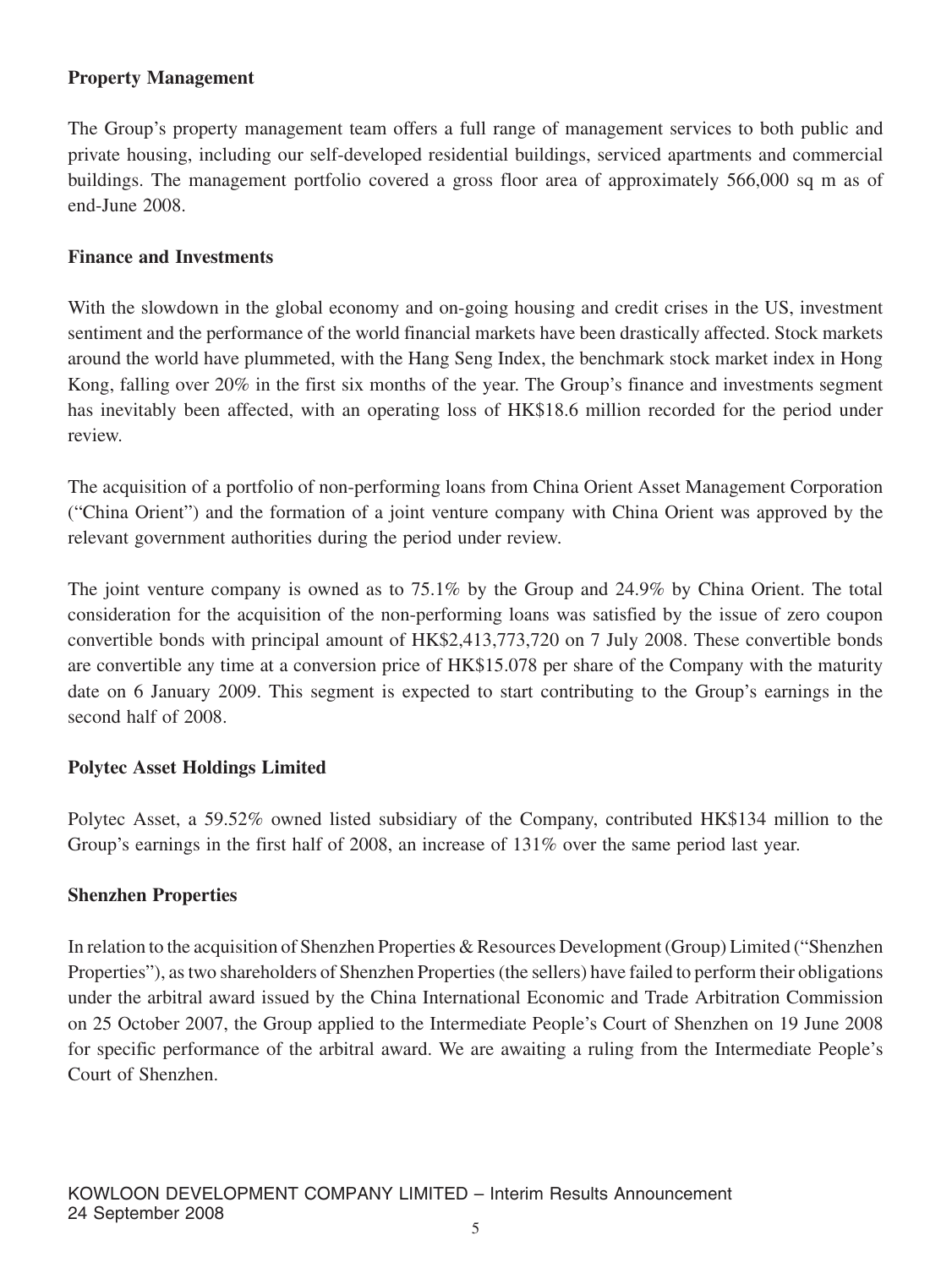**Property Management**

The Group's property management team offers a full range of management services to both public and private housing, including our self-developed residential buildings, serviced apartments and commercial buildings. The management portfolio covered a gross floor area of approximately 566,000 sq m as of end-June 2008.

**Finance and Investments**

With the slowdown in the global economy and on-going housing and credit crises in the US, investment sentiment and the performance of the world financial markets have been drastically affected. Stock markets around the world have plummeted, with the Hang Seng Index, the benchmark stock market index in Hong Kong, falling over 20% in the first six months of the year. The Group's finance and investments segment has inevitably been affected, with an operating loss of HK$18.6 million recorded for the period under review.

The acquisition of a portfolio of non-performing loans from China Orient Asset Management Corporation ("China Orient") and the formation of a joint venture company with China Orient was approved by the relevant government authorities during the period under review.

The joint venture company is owned as to 75.1% by the Group and 24.9% by China Orient. The total consideration for the acquisition of the non-performing loans was satisfied by the issue of zero coupon convertible bonds with principal amount of HK$2,413,773,720 on 7 July 2008. These convertible bonds are convertible any time at a conversion price of HK$15.078 per share of the Company with the maturity date on 6 January 2009. This segment is expected to start contributing to the Group's earnings in the second half of 2008.

**Polytec Asset Holdings Limited**

Polytec Asset, a 59.52% owned listed subsidiary of the Company, contributed HK$134 million to the Group's earnings in the first half of 2008, an increase of 131% over the same period last year.

**Shenzhen Properties**

In relation to the acquisition of Shenzhen Properties & Resources Development (Group) Limited ("Shenzhen Properties"), as two shareholders of Shenzhen Properties (the sellers) have failed to perform their obligations under the arbitral award issued by the China International Economic and Trade Arbitration Commission on 25 October 2007, the Group applied to the Intermediate People's Court of Shenzhen on 19 June 2008 for specific performance of the arbitral award. We are awaiting a ruling from the Intermediate People's Court of Shenzhen.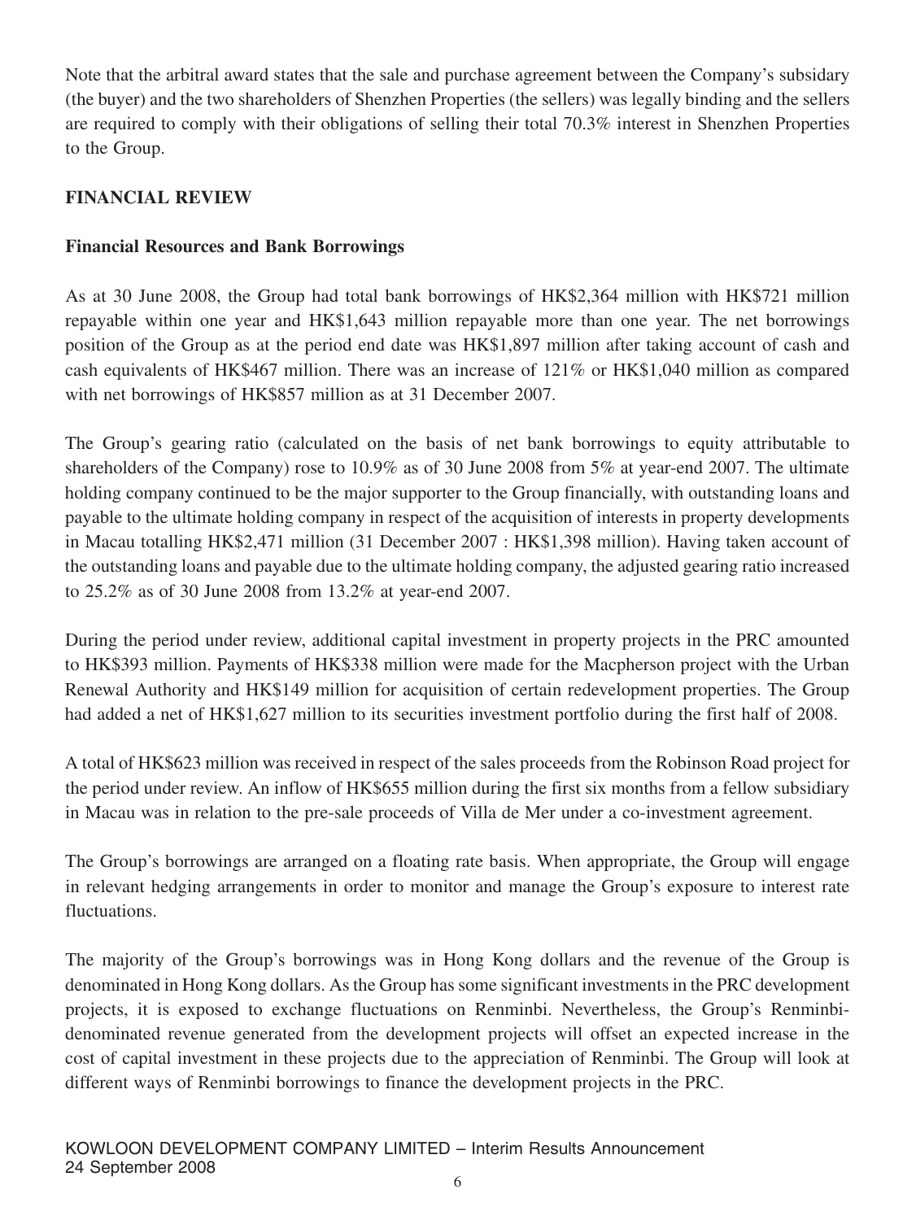Note that the arbitral award states that the sale and purchase agreement between the Company's subsidary (the buyer) and the two shareholders of Shenzhen Properties (the sellers) was legally binding and the sellers are required to comply with their obligations of selling their total 70.3% interest in Shenzhen Properties to the Group.

## FINANCIAL REVIEW

### Financial Resources and Bank Borrowings

As at 30 June 2008, the Group had total bank borrowings of HK$2,364 million with HK$721 million repayable within one year and HK$1,643 million repayable more than one year. The net borrowings position of the Group as at the period end date was HK$1,897 million after taking account of cash and cash equivalents of HK$467 million. There was an increase of 121% or HK$1,040 million as compared with net borrowings of HK$857 million as at 31 December 2007.

The Group's gearing ratio (calculated on the basis of net bank borrowings to equity attributable to shareholders of the Company) rose to 10.9% as of 30 June 2008 from 5% at year-end 2007. The ultimate holding company continued to be the major supporter to the Group financially, with outstanding loans and payable to the ultimate holding company in respect of the acquisition of interests in property developments in Macau totalling HK$2,471 million (31 December 2007 : HK$1,398 million). Having taken account of the outstanding loans and payable due to the ultimate holding company, the adjusted gearing ratio increased to 25.2% as of 30 June 2008 from 13.2% at year-end 2007.

During the period under review, additional capital investment in property projects in the PRC amounted to HK$393 million. Payments of HK$338 million were made for the Macpherson project with the Urban Renewal Authority and HK$149 million for acquisition of certain redevelopment properties. The Group had added a net of HK$1,627 million to its securities investment portfolio during the first half of 2008.

A total of HK$623 million was received in respect of the sales proceeds from the Robinson Road project for the period under review. An inflow of HK$655 million during the first six months from a fellow subsidiary in Macau was in relation to the pre-sale proceeds of Villa de Mer under a co-investment agreement.

The Group's borrowings are arranged on a floating rate basis. When appropriate, the Group will engage in relevant hedging arrangements in order to monitor and manage the Group's exposure to interest rate fluctuations.

The majority of the Group's borrowings was in Hong Kong dollars and the revenue of the Group is denominated in Hong Kong dollars. As the Group has some significant investments in the PRC development projects, it is exposed to exchange fluctuations on Renminbi. Nevertheless, the Group's Renminbi-denominated revenue generated from the development projects will offset an expected increase in the cost of capital investment in these projects due to the appreciation of Renminbi. The Group will look at different ways of Renminbi borrowings to finance the development projects in the PRC.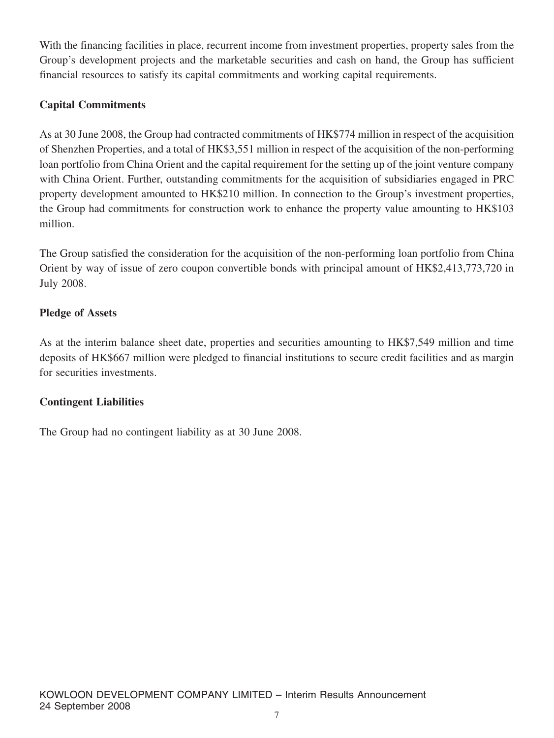With the financing facilities in place, recurrent income from investment properties, property sales from the Group's development projects and the marketable securities and cash on hand, the Group has sufficient financial resources to satisfy its capital commitments and working capital requirements.

**Capital Commitments**

As at 30 June 2008, the Group had contracted commitments of HK$774 million in respect of the acquisition of Shenzhen Properties, and a total of HK$3,551 million in respect of the acquisition of the non-performing loan portfolio from China Orient and the capital requirement for the setting up of the joint venture company with China Orient. Further, outstanding commitments for the acquisition of subsidiaries engaged in PRC property development amounted to HK$210 million. In connection to the Group's investment properties, the Group had commitments for construction work to enhance the property value amounting to HK$103 million.

The Group satisfied the consideration for the acquisition of the non-performing loan portfolio from China Orient by way of issue of zero coupon convertible bonds with principal amount of HK$2,413,773,720 in July 2008.

**Pledge of Assets**

As at the interim balance sheet date, properties and securities amounting to HK$7,549 million and time deposits of HK$667 million were pledged to financial institutions to secure credit facilities and as margin for securities investments.

**Contingent Liabilities**

The Group had no contingent liability as at 30 June 2008.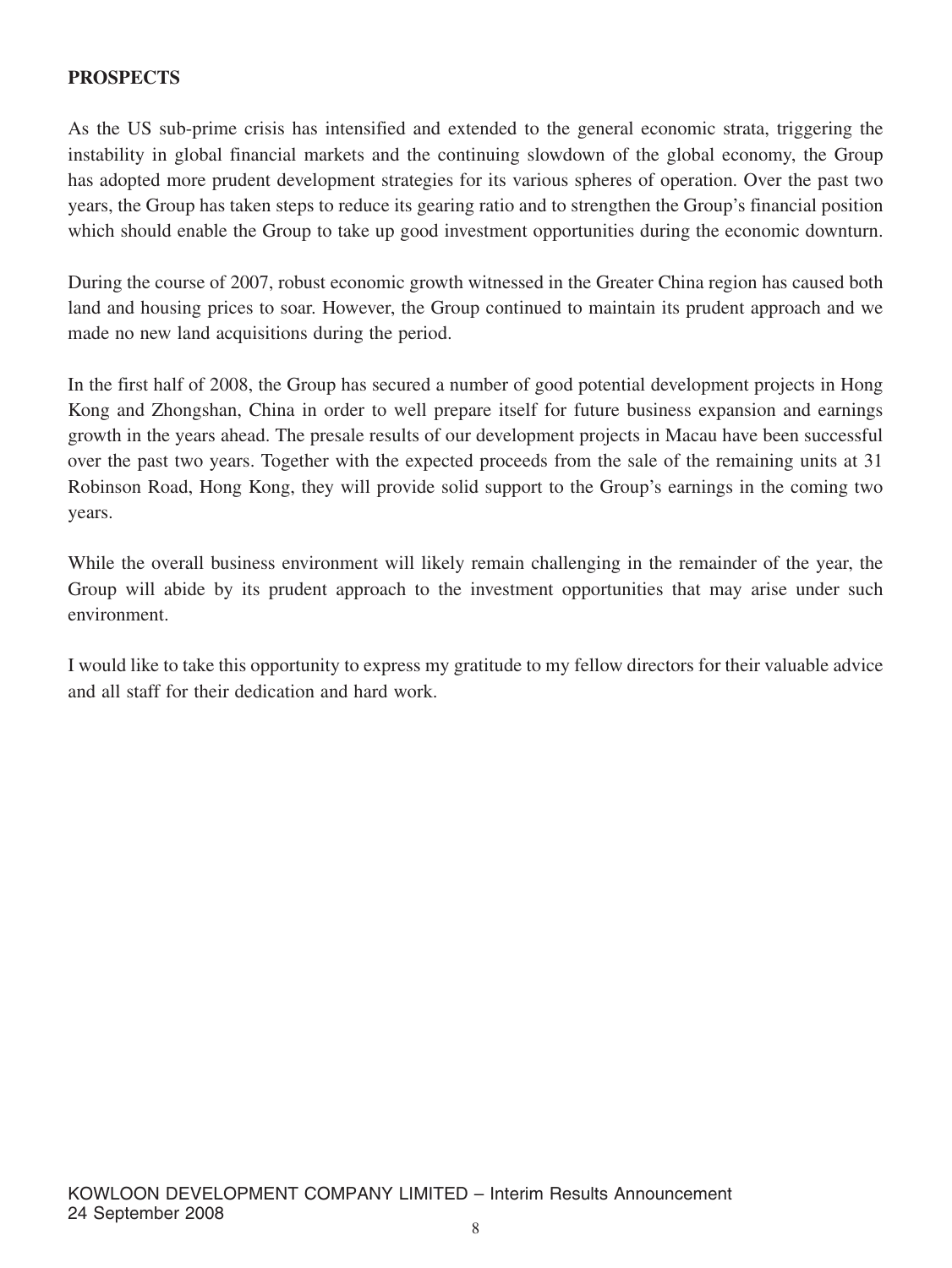## PROSPECTS

As the US sub-prime crisis has intensified and extended to the general economic strata, triggering the instability in global financial markets and the continuing slowdown of the global economy, the Group has adopted more prudent development strategies for its various spheres of operation. Over the past two years, the Group has taken steps to reduce its gearing ratio and to strengthen the Group's financial position which should enable the Group to take up good investment opportunities during the economic downturn.

During the course of 2007, robust economic growth witnessed in the Greater China region has caused both land and housing prices to soar. However, the Group continued to maintain its prudent approach and we made no new land acquisitions during the period.

In the first half of 2008, the Group has secured a number of good potential development projects in Hong Kong and Zhongshan, China in order to well prepare itself for future business expansion and earnings growth in the years ahead. The presale results of our development projects in Macau have been successful over the past two years. Together with the expected proceeds from the sale of the remaining units at 31 Robinson Road, Hong Kong, they will provide solid support to the Group's earnings in the coming two years.

While the overall business environment will likely remain challenging in the remainder of the year, the Group will abide by its prudent approach to the investment opportunities that may arise under such environment.

I would like to take this opportunity to express my gratitude to my fellow directors for their valuable advice and all staff for their dedication and hard work.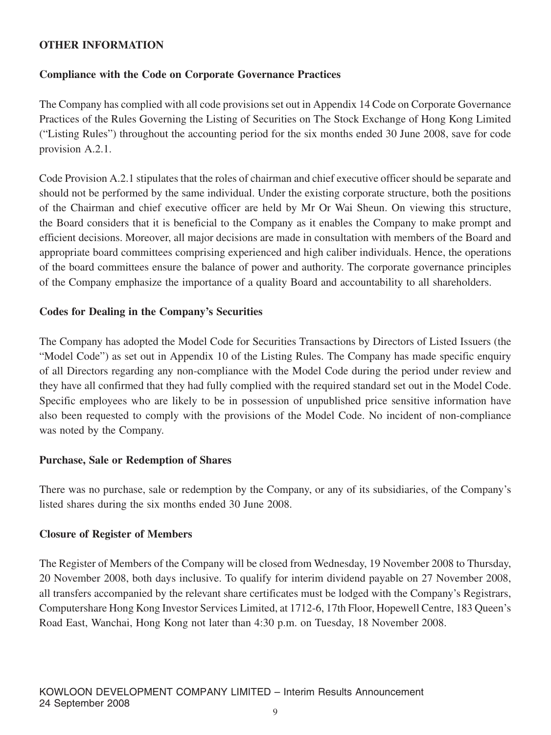## OTHER INFORMATION

### Compliance with the Code on Corporate Governance Practices

The Company has complied with all code provisions set out in Appendix 14 Code on Corporate Governance Practices of the Rules Governing the Listing of Securities on The Stock Exchange of Hong Kong Limited ("Listing Rules") throughout the accounting period for the six months ended 30 June 2008, save for code provision A.2.1.

Code Provision A.2.1 stipulates that the roles of chairman and chief executive officer should be separate and should not be performed by the same individual. Under the existing corporate structure, both the positions of the Chairman and chief executive officer are held by Mr Or Wai Sheun. On viewing this structure, the Board considers that it is beneficial to the Company as it enables the Company to make prompt and efficient decisions. Moreover, all major decisions are made in consultation with members of the Board and appropriate board committees comprising experienced and high caliber individuals. Hence, the operations of the board committees ensure the balance of power and authority. The corporate governance principles of the Company emphasize the importance of a quality Board and accountability to all shareholders.

### Codes for Dealing in the Company's Securities

The Company has adopted the Model Code for Securities Transactions by Directors of Listed Issuers (the "Model Code") as set out in Appendix 10 of the Listing Rules. The Company has made specific enquiry of all Directors regarding any non-compliance with the Model Code during the period under review and they have all confirmed that they had fully complied with the required standard set out in the Model Code. Specific employees who are likely to be in possession of unpublished price sensitive information have also been requested to comply with the provisions of the Model Code. No incident of non-compliance was noted by the Company.

### Purchase, Sale or Redemption of Shares

There was no purchase, sale or redemption by the Company, or any of its subsidiaries, of the Company's listed shares during the six months ended 30 June 2008.

### Closure of Register of Members

The Register of Members of the Company will be closed from Wednesday, 19 November 2008 to Thursday, 20 November 2008, both days inclusive. To qualify for interim dividend payable on 27 November 2008, all transfers accompanied by the relevant share certificates must be lodged with the Company's Registrars, Computershare Hong Kong Investor Services Limited, at 1712-6, 17th Floor, Hopewell Centre, 183 Queen's Road East, Wanchai, Hong Kong not later than 4:30 p.m. on Tuesday, 18 November 2008.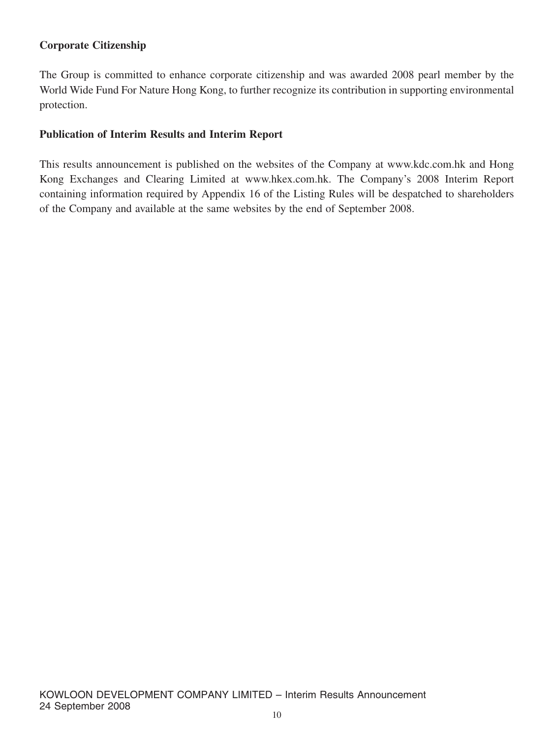**Corporate Citizenship**

The Group is committed to enhance corporate citizenship and was awarded 2008 pearl member by the World Wide Fund For Nature Hong Kong, to further recognize its contribution in supporting environmental protection.

**Publication of Interim Results and Interim Report**

This results announcement is published on the websites of the Company at www.kdc.com.hk and Hong Kong Exchanges and Clearing Limited at www.hkex.com.hk. The Company's 2008 Interim Report containing information required by Appendix 16 of the Listing Rules will be despatched to shareholders of the Company and available at the same websites by the end of September 2008.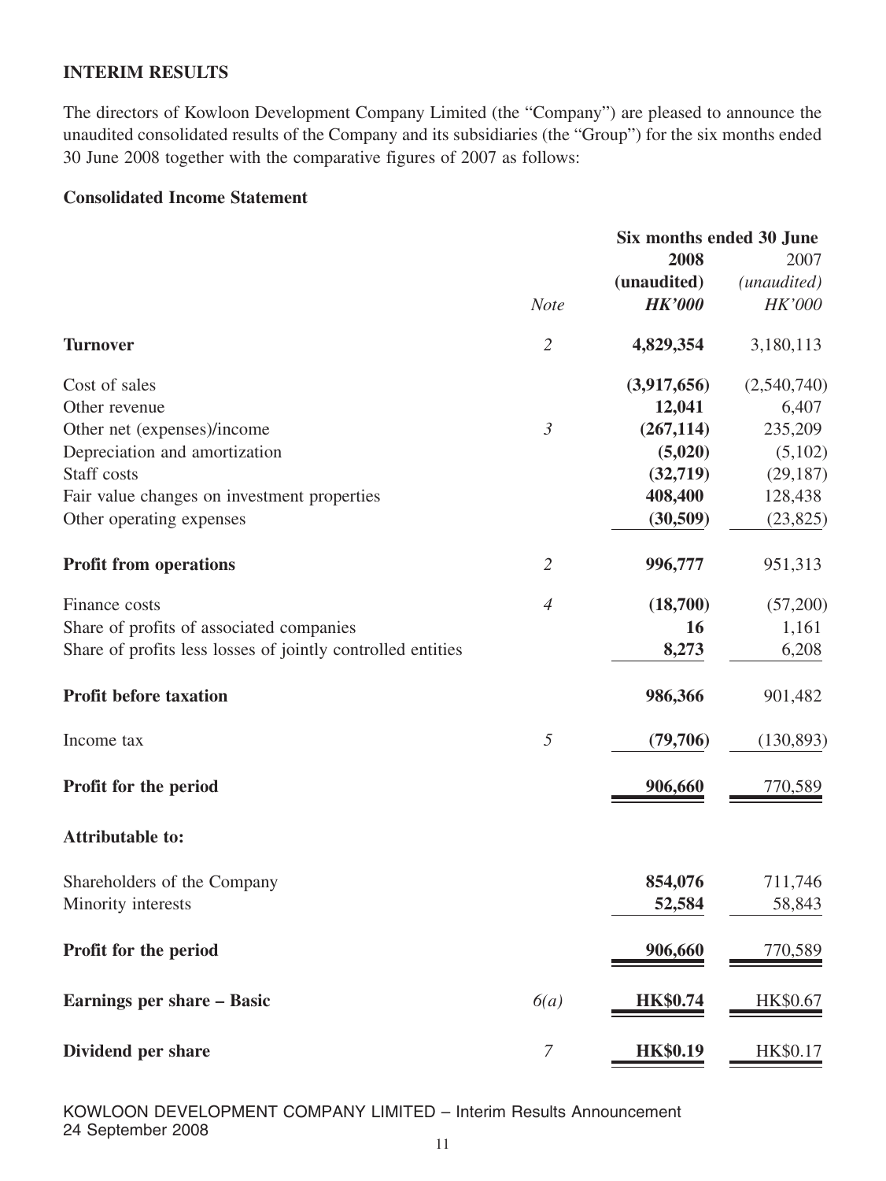## INTERIM RESULTS

The directors of Kowloon Development Company Limited (the "Company") are pleased to announce the unaudited consolidated results of the Company and its subsidiaries (the "Group") for the six months ended 30 June 2008 together with the comparative figures of 2007 as follows:

### Consolidated Income Statement

| | | Six months ended 30 June | |
|---|---|---|---|
| | | **2008** | 2007 |
| | | **(unaudited)** | *(unaudited)* |
| | *Note* | ***HK'000*** | *HK'000* |
| **Turnover** | *2* | **4,829,354** | 3,180,113 |
| Cost of sales | | **(3,917,656)** | (2,540,740) |
| Other revenue | | **12,041** | 6,407 |
| Other net (expenses)/income | *3* | **(267,114)** | 235,209 |
| Depreciation and amortization | | **(5,020)** | (5,102) |
| Staff costs | | **(32,719)** | (29,187) |
| Fair value changes on investment properties | | **408,400** | 128,438 |
| Other operating expenses | | **(30,509)** | (23,825) |
| **Profit from operations** | *2* | **996,777** | 951,313 |
| Finance costs | *4* | **(18,700)** | (57,200) |
| Share of profits of associated companies | | **16** | 1,161 |
| Share of profits less losses of jointly controlled entities | | **8,273** | 6,208 |
| **Profit before taxation** | | **986,366** | 901,482 |
| Income tax | *5* | **(79,706)** | (130,893) |
| **Profit for the period** | | **906,660** | 770,589 |
| **Attributable to:** | | | |
| Shareholders of the Company | | **854,076** | 711,746 |
| Minority interests | | **52,584** | 58,843 |
| **Profit for the period** | | **906,660** | 770,589 |
| **Earnings per share – Basic** | *6(a)* | **HK$0.74** | HK$0.67 |
| **Dividend per share** | *7* | **HK$0.19** | HK$0.17 |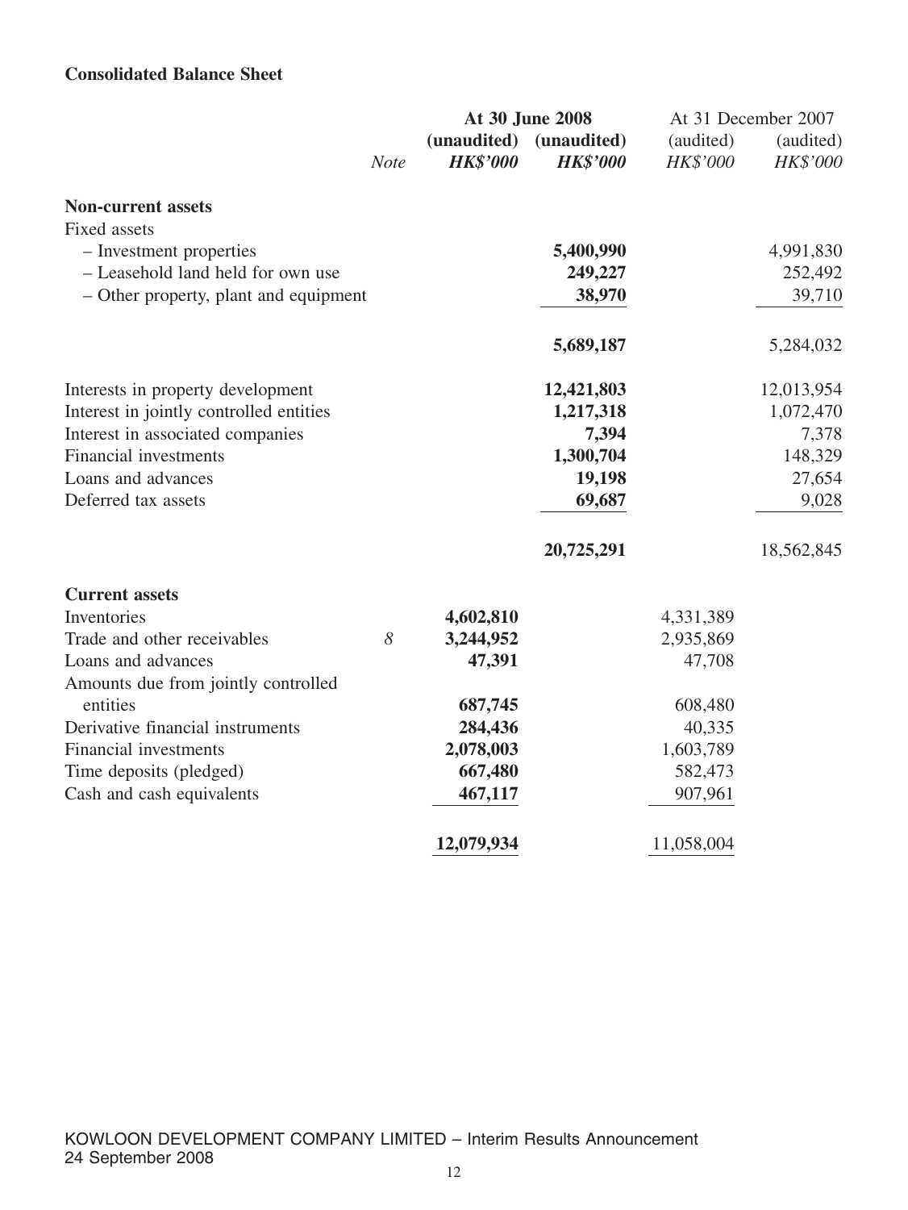**Consolidated Balance Sheet**

| | *Note* | At 30 June 2008 (unaudited) *HK$'000* | At 30 June 2008 (unaudited) *HK$'000* | At 31 December 2007 (audited) *HK$'000* | At 31 December 2007 (audited) *HK$'000* |
|---|---|---|---|---|---|
| **Non-current assets** | | | | | |
| Fixed assets | | | | | |
| – Investment properties | | | **5,400,990** | | 4,991,830 |
| – Leasehold land held for own use | | | **249,227** | | 252,492 |
| – Other property, plant and equipment | | | **38,970** | | 39,710 |
| | | | **5,689,187** | | 5,284,032 |
| Interests in property development | | | **12,421,803** | | 12,013,954 |
| Interest in jointly controlled entities | | | **1,217,318** | | 1,072,470 |
| Interest in associated companies | | | **7,394** | | 7,378 |
| Financial investments | | | **1,300,704** | | 148,329 |
| Loans and advances | | | **19,198** | | 27,654 |
| Deferred tax assets | | | **69,687** | | 9,028 |
| | | | **20,725,291** | | 18,562,845 |
| **Current assets** | | | | | |
| Inventories | | **4,602,810** | | 4,331,389 | |
| Trade and other receivables | 8 | **3,244,952** | | 2,935,869 | |
| Loans and advances | | **47,391** | | 47,708 | |
| Amounts due from jointly controlled entities | | **687,745** | | 608,480 | |
| Derivative financial instruments | | **284,436** | | 40,335 | |
| Financial investments | | **2,078,003** | | 1,603,789 | |
| Time deposits (pledged) | | **667,480** | | 582,473 | |
| Cash and cash equivalents | | **467,117** | | 907,961 | |
| | | **12,079,934** | | 11,058,004 | |

KOWLOON DEVELOPMENT COMPANY LIMITED – Interim Results Announcement
24 September 2008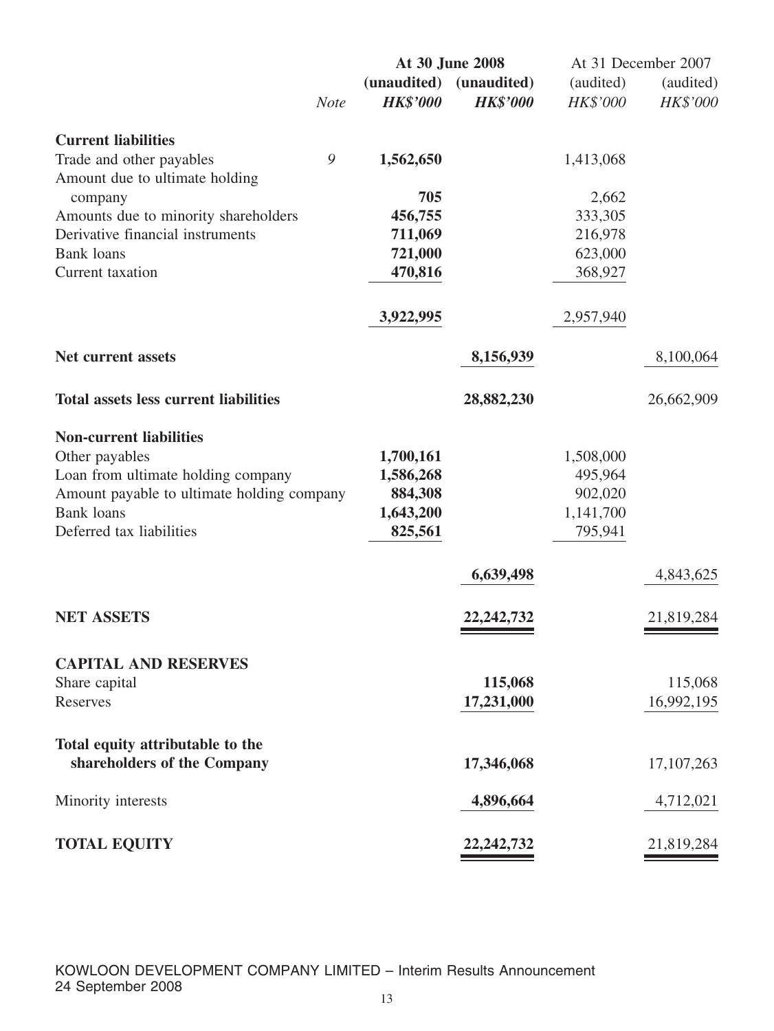| | Note | At 30 June 2008 (unaudited) *HK$'000* | At 30 June 2008 (unaudited) *HK$'000* | At 31 December 2007 (audited) *HK$'000* | At 31 December 2007 (audited) *HK$'000* |
|---|---|---|---|---|---|
| **Current liabilities** | | | | | |
| Trade and other payables | 9 | **1,562,650** | | 1,413,068 | |
| Amount due to ultimate holding company | | **705** | | 2,662 | |
| Amounts due to minority shareholders | | **456,755** | | 333,305 | |
| Derivative financial instruments | | **711,069** | | 216,978 | |
| Bank loans | | **721,000** | | 623,000 | |
| Current taxation | | **470,816** | | 368,927 | |
| | | **3,922,995** | | 2,957,940 | |
| **Net current assets** | | | **8,156,939** | | 8,100,064 |
| **Total assets less current liabilities** | | | **28,882,230** | | 26,662,909 |
| **Non-current liabilities** | | | | | |
| Other payables | | **1,700,161** | | 1,508,000 | |
| Loan from ultimate holding company | | **1,586,268** | | 495,964 | |
| Amount payable to ultimate holding company | | **884,308** | | 902,020 | |
| Bank loans | | **1,643,200** | | 1,141,700 | |
| Deferred tax liabilities | | **825,561** | | 795,941 | |
| | | | **6,639,498** | | 4,843,625 |
| **NET ASSETS** | | | **22,242,732** | | 21,819,284 |
| **CAPITAL AND RESERVES** | | | | | |
| Share capital | | | **115,068** | | 115,068 |
| Reserves | | | **17,231,000** | | 16,992,195 |
| **Total equity attributable to the shareholders of the Company** | | | **17,346,068** | | 17,107,263 |
| Minority interests | | | **4,896,664** | | 4,712,021 |
| **TOTAL EQUITY** | | | **22,242,732** | | 21,819,284 |

KOWLOON DEVELOPMENT COMPANY LIMITED – Interim Results Announcement
24 September 2008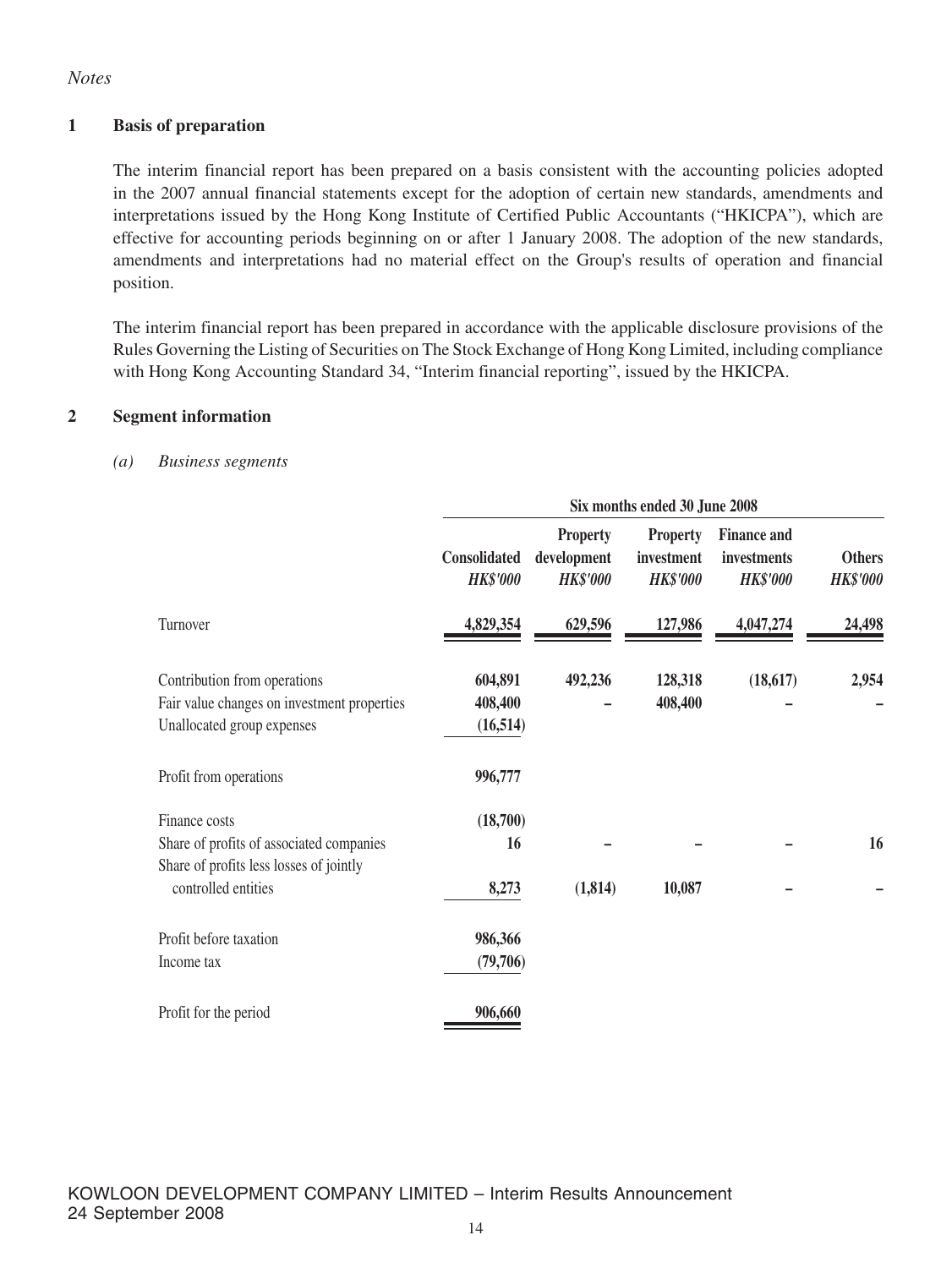*Notes*

## 1 Basis of preparation

The interim financial report has been prepared on a basis consistent with the accounting policies adopted in the 2007 annual financial statements except for the adoption of certain new standards, amendments and interpretations issued by the Hong Kong Institute of Certified Public Accountants ("HKICPA"), which are effective for accounting periods beginning on or after 1 January 2008. The adoption of the new standards, amendments and interpretations had no material effect on the Group's results of operation and financial position.

The interim financial report has been prepared in accordance with the applicable disclosure provisions of the Rules Governing the Listing of Securities on The Stock Exchange of Hong Kong Limited, including compliance with Hong Kong Accounting Standard 34, "Interim financial reporting", issued by the HKICPA.

## 2 Segment information

*(a) Business segments*

| | Six months ended 30 June 2008 | | | | |
|---|---|---|---|---|---|
| | **Consolidated** *HK$'000* | **Property development** *HK$'000* | **Property investment** *HK$'000* | **Finance and investments** *HK$'000* | **Others** *HK$'000* |
| Turnover | **4,829,354** | **629,596** | **127,986** | **4,047,274** | **24,498** |
| Contribution from operations | **604,891** | **492,236** | **128,318** | **(18,617)** | **2,954** |
| Fair value changes on investment properties | **408,400** | **–** | **408,400** | **–** | **–** |
| Unallocated group expenses | **(16,514)** | | | | |
| Profit from operations | **996,777** | | | | |
| Finance costs | **(18,700)** | | | | |
| Share of profits of associated companies | **16** | **–** | **–** | **–** | **16** |
| Share of profits less losses of jointly controlled entities | **8,273** | **(1,814)** | **10,087** | **–** | **–** |
| Profit before taxation | **986,366** | | | | |
| Income tax | **(79,706)** | | | | |
| Profit for the period | **906,660** | | | | |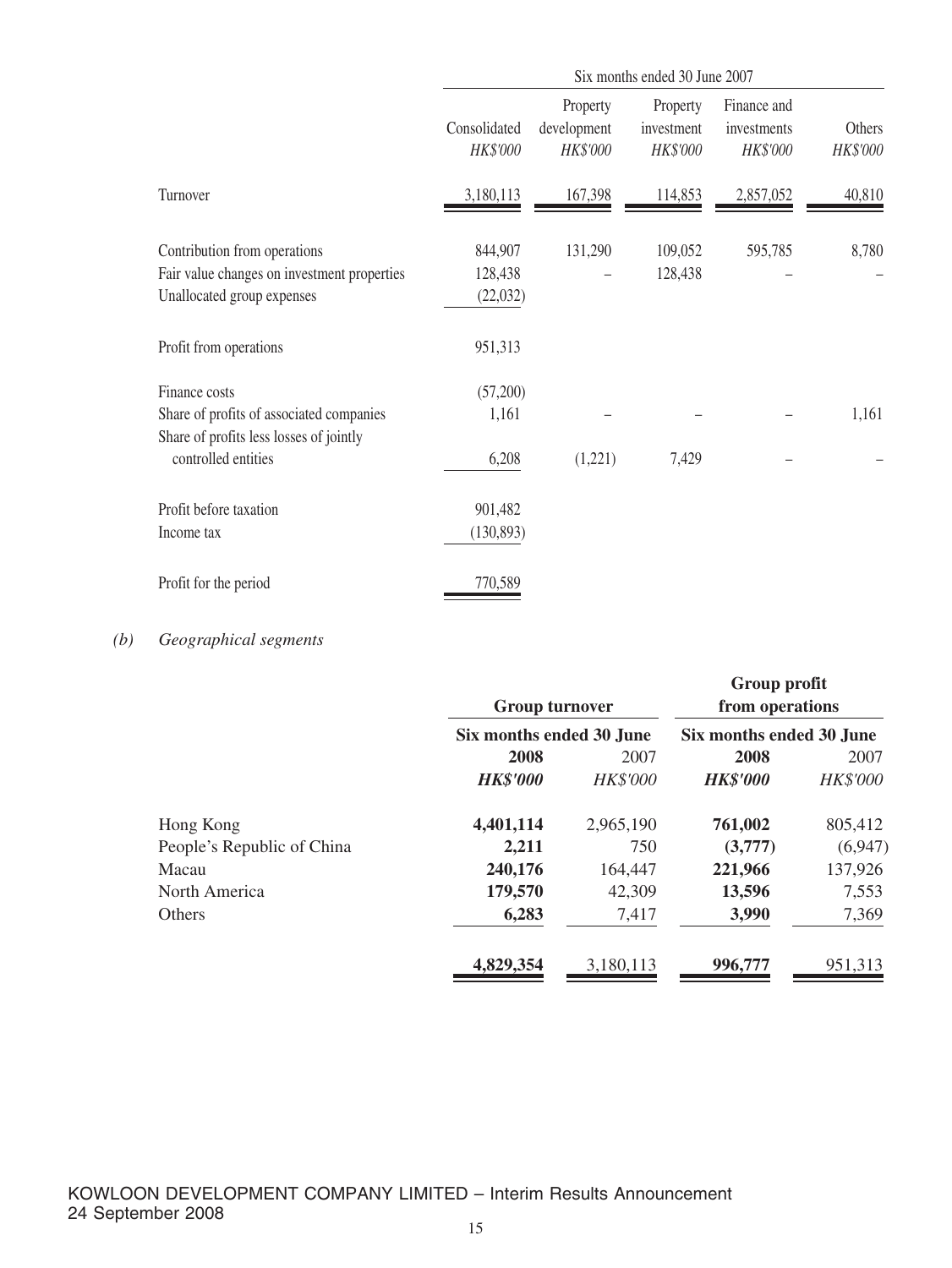| | Six months ended 30 June 2007 | | | | |
|---|---|---|---|---|---|
| | Consolidated *HK$'000* | Property development *HK$'000* | Property investment *HK$'000* | Finance and investments *HK$'000* | Others *HK$'000* |
| Turnover | 3,180,113 | 167,398 | 114,853 | 2,857,052 | 40,810 |
| Contribution from operations | 844,907 | 131,290 | 109,052 | 595,785 | 8,780 |
| Fair value changes on investment properties | 128,438 | – | 128,438 | – | – |
| Unallocated group expenses | (22,032) | | | | |
| Profit from operations | 951,313 | | | | |
| Finance costs | (57,200) | | | | |
| Share of profits of associated companies | 1,161 | – | – | – | 1,161 |
| Share of profits less losses of jointly controlled entities | 6,208 | (1,221) | 7,429 | – | – |
| Profit before taxation | 901,482 | | | | |
| Income tax | (130,893) | | | | |
| Profit for the period | 770,589 | | | | |

*(b) Geographical segments*

| | **Group turnover** | | **Group profit from operations** | |
|---|---|---|---|---|
| | **Six months ended 30 June** | | **Six months ended 30 June** | |
| | **2008** | 2007 | **2008** | 2007 |
| | ***HK$'000*** | *HK$'000* | ***HK$'000*** | *HK$'000* |
| Hong Kong | **4,401,114** | 2,965,190 | **761,002** | 805,412 |
| People's Republic of China | **2,211** | 750 | **(3,777)** | (6,947) |
| Macau | **240,176** | 164,447 | **221,966** | 137,926 |
| North America | **179,570** | 42,309 | **13,596** | 7,553 |
| Others | **6,283** | 7,417 | **3,990** | 7,369 |
| | **4,829,354** | 3,180,113 | **996,777** | 951,313 |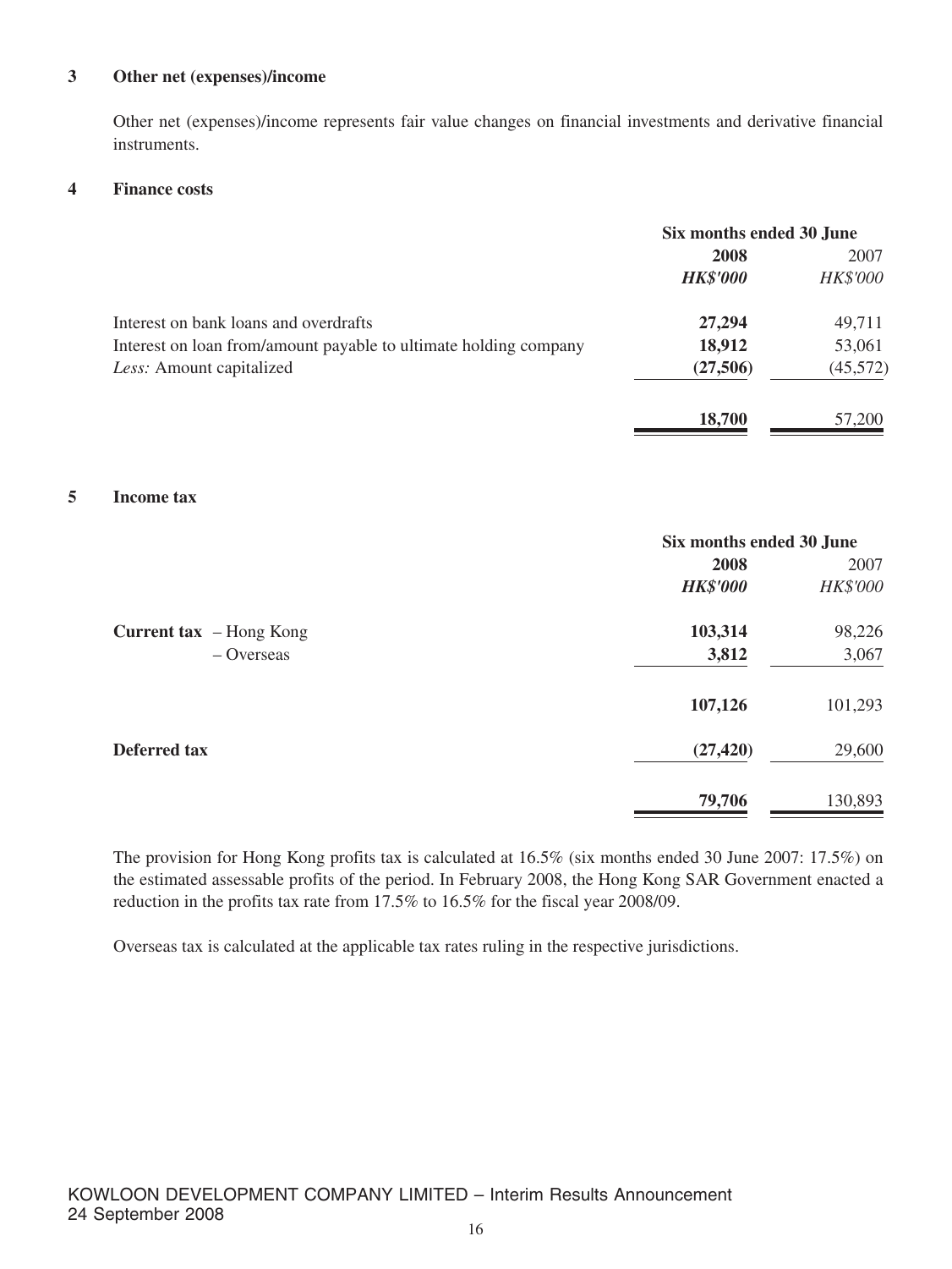### 3 Other net (expenses)/income

Other net (expenses)/income represents fair value changes on financial investments and derivative financial instruments.

### 4 Finance costs

| | Six months ended 30 June | |
|---|---|---|
| | **2008** | 2007 |
| | ***HK$'000*** | *HK$'000* |
| Interest on bank loans and overdrafts | **27,294** | 49,711 |
| Interest on loan from/amount payable to ultimate holding company | **18,912** | 53,061 |
| *Less:* Amount capitalized | **(27,506)** | (45,572) |
| | **18,700** | 57,200 |

### 5 Income tax

| | Six months ended 30 June | |
|---|---|---|
| | **2008** | 2007 |
| | ***HK$'000*** | *HK$'000* |
| **Current tax** – Hong Kong | **103,314** | 98,226 |
| – Overseas | **3,812** | 3,067 |
| | **107,126** | 101,293 |
| **Deferred tax** | **(27,420)** | 29,600 |
| | **79,706** | 130,893 |

The provision for Hong Kong profits tax is calculated at 16.5% (six months ended 30 June 2007: 17.5%) on the estimated assessable profits of the period. In February 2008, the Hong Kong SAR Government enacted a reduction in the profits tax rate from 17.5% to 16.5% for the fiscal year 2008/09.

Overseas tax is calculated at the applicable tax rates ruling in the respective jurisdictions.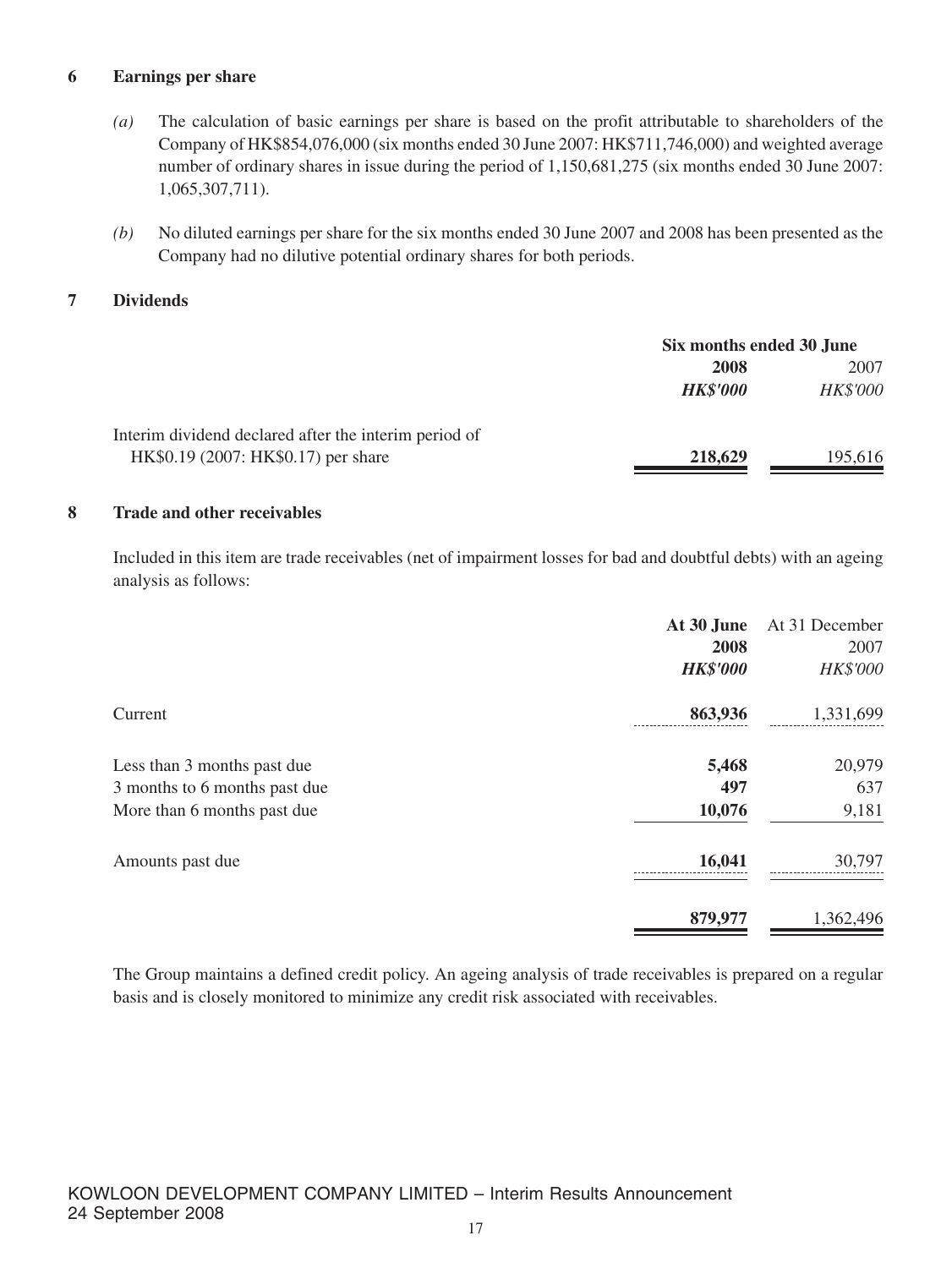## 6 Earnings per share

*(a)* The calculation of basic earnings per share is based on the profit attributable to shareholders of the Company of HK$854,076,000 (six months ended 30 June 2007: HK$711,746,000) and weighted average number of ordinary shares in issue during the period of 1,150,681,275 (six months ended 30 June 2007: 1,065,307,711).

*(b)* No diluted earnings per share for the six months ended 30 June 2007 and 2008 has been presented as the Company had no dilutive potential ordinary shares for both periods.

## 7 Dividends

| | Six months ended 30 June | |
|---|---|---|
| | **2008** | 2007 |
| | ***HK$'000*** | *HK$'000* |
| Interim dividend declared after the interim period of HK$0.19 (2007: HK$0.17) per share | **218,629** | 195,616 |

## 8 Trade and other receivables

Included in this item are trade receivables (net of impairment losses for bad and doubtful debts) with an ageing analysis as follows:

| | **At 30 June 2008** | At 31 December 2007 |
|---|---|---|
| | ***HK$'000*** | *HK$'000* |
| Current | **863,936** | 1,331,699 |
| Less than 3 months past due | **5,468** | 20,979 |
| 3 months to 6 months past due | **497** | 637 |
| More than 6 months past due | **10,076** | 9,181 |
| Amounts past due | **16,041** | 30,797 |
| | **879,977** | 1,362,496 |

The Group maintains a defined credit policy. An ageing analysis of trade receivables is prepared on a regular basis and is closely monitored to minimize any credit risk associated with receivables.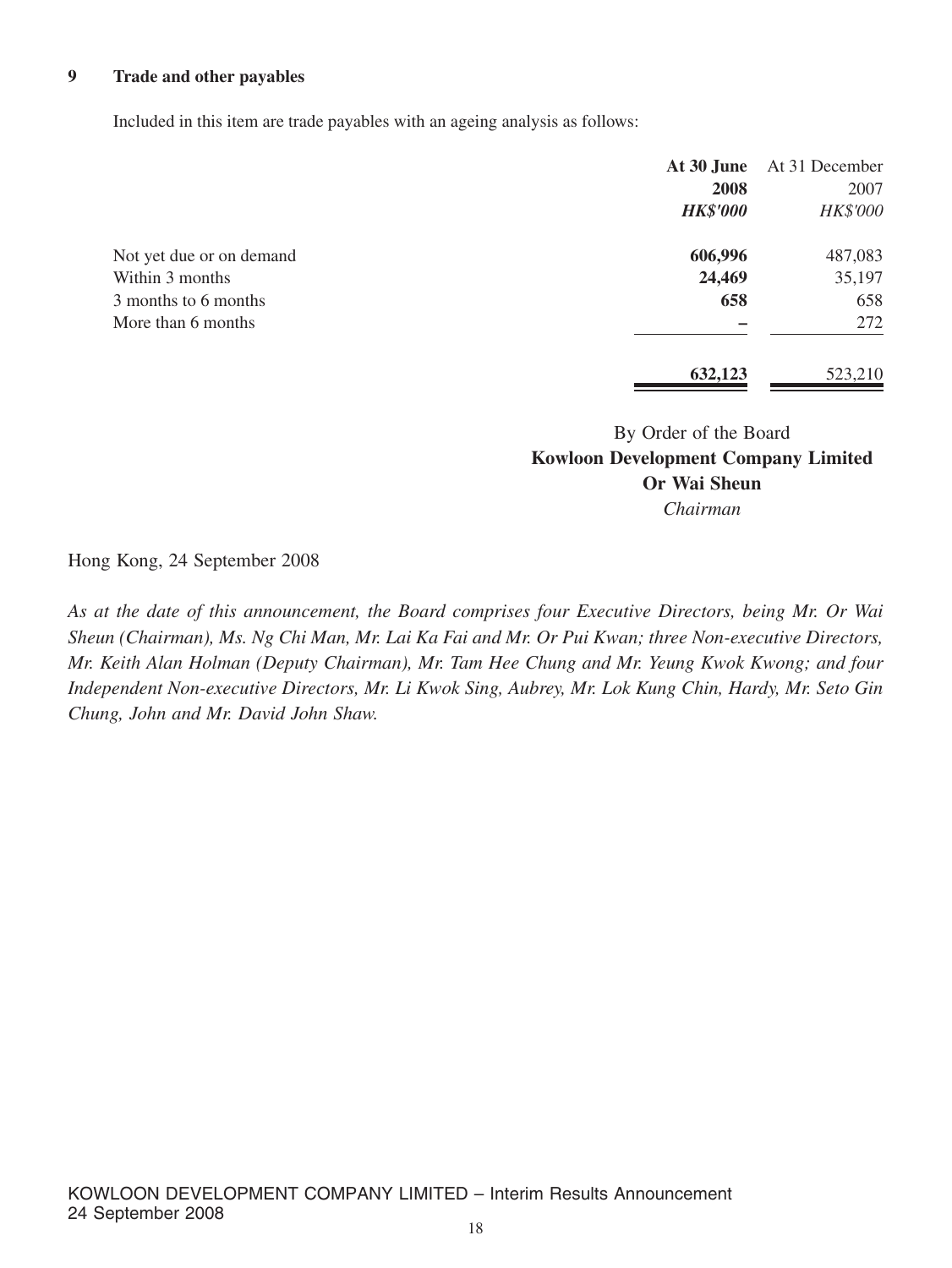**9 Trade and other payables**

Included in this item are trade payables with an ageing analysis as follows:

| | **At 30 June 2008** | At 31 December 2007 |
|---|---|---|
| | ***HK$'000*** | *HK$'000* |
| Not yet due or on demand | **606,996** | 487,083 |
| Within 3 months | **24,469** | 35,197 |
| 3 months to 6 months | **658** | 658 |
| More than 6 months | **–** | 272 |
| | **632,123** | 523,210 |

By Order of the Board
**Kowloon Development Company Limited**
**Or Wai Sheun**
*Chairman*

Hong Kong, 24 September 2008

*As at the date of this announcement, the Board comprises four Executive Directors, being Mr. Or Wai Sheun (Chairman), Ms. Ng Chi Man, Mr. Lai Ka Fai and Mr. Or Pui Kwan; three Non-executive Directors, Mr. Keith Alan Holman (Deputy Chairman), Mr. Tam Hee Chung and Mr. Yeung Kwok Kwong; and four Independent Non-executive Directors, Mr. Li Kwok Sing, Aubrey, Mr. Lok Kung Chin, Hardy, Mr. Seto Gin Chung, John and Mr. David John Shaw.*